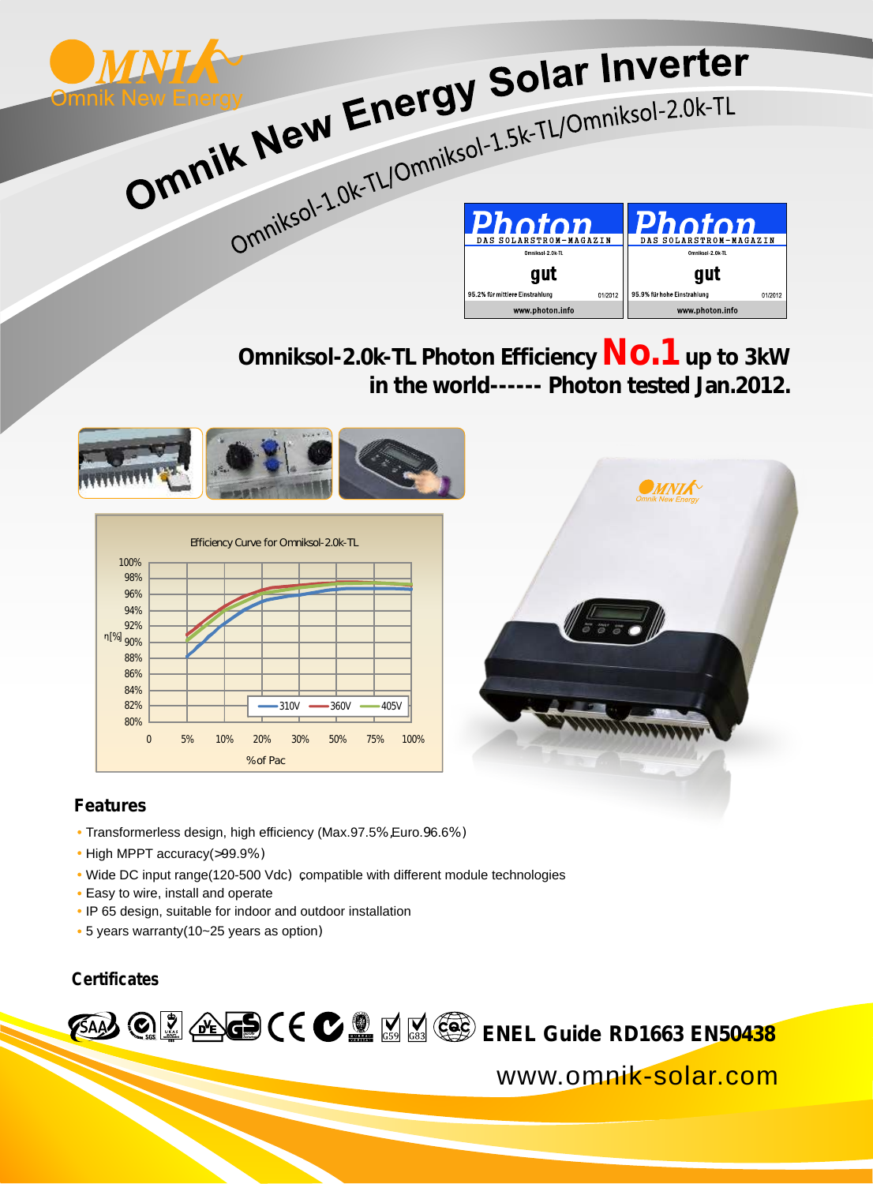# Omnik New Energy Solar Inverter

Omniksol-1.0k-TL/Omniksol-1.5k-TL/Omniksol-2.0k-TL

## Omniksol-2.0k-TL Photon Efficiency No.1 up to 3kW in the world------ Photon tested Jan.2012.

### Features

- Transformerless design, high efficiency (Max.97.5%,Euro.96.6%)
- High MPPT accuracy(>99.9%)
- Wide DC input range(120-500 Vdc), compatible with different module technologies
- Easy to wire, install and operate
- IP 65 design, suitable for indoor and outdoor installation
- 5 years warranty(10~25 years as option)

### Certificates

ENEL Guide RD1663 EN50438

www.omnik-solar.com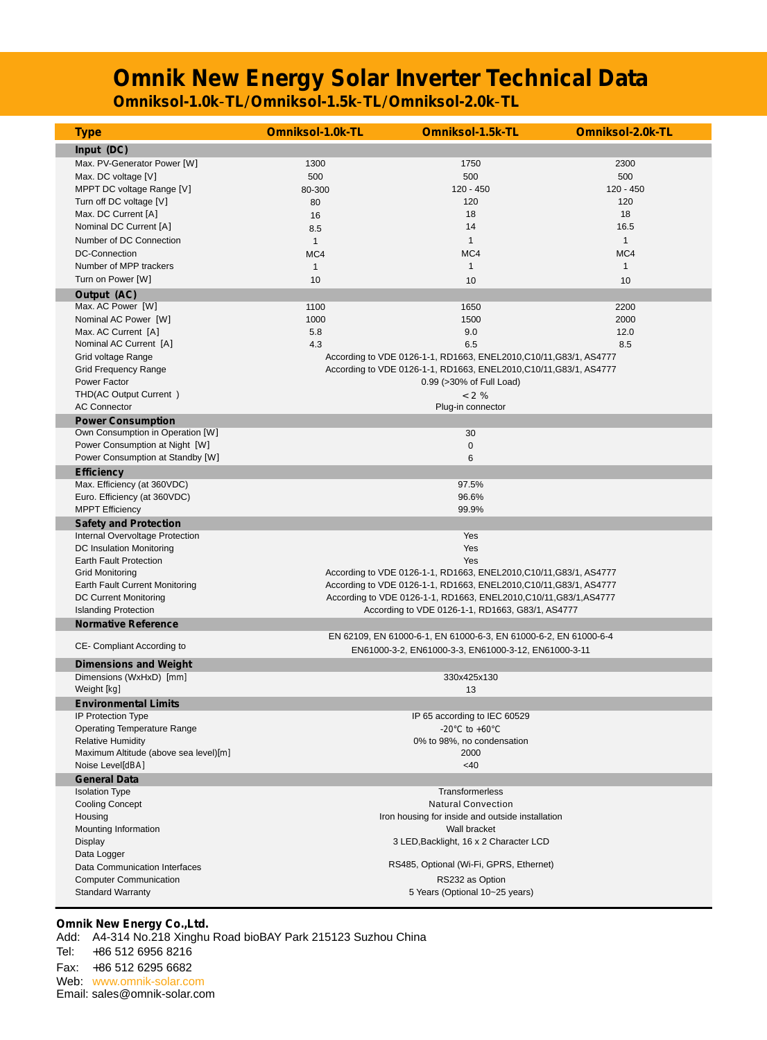# Omnik New Energy Solar Inverter Technical Data

**Omniksol-1.0k-TL/Omniksol-1.5k-TL/Omniksol-2.0k-TL**

| Type | Omniksol-1.0k-TL | Omniksol-1.5k-TL | Omniksol-2.0k-TL |
|---|---|---|---|
| **Input (DC)** | | | |
| Max. PV-Generator Power [W] | 1300 | 1750 | 2300 |
| Max. DC voltage [V] | 500 | 500 | 500 |
| MPPT DC voltage Range [V] | 80-300 | 120 - 450 | 120 - 450 |
| Turn off DC voltage [V] | 80 | 120 | 120 |
| Max. DC Current [A] | 16 | 18 | 18 |
| Nominal DC Current [A] | 8.5 | 14 | 16.5 |
| Number of DC Connection | 1 | 1 | 1 |
| DC-Connection | MC4 | MC4 | MC4 |
| Number of MPP trackers | 1 | 1 | 1 |
| Turn on Power [W] | 10 | 10 | 10 |
| **Output (AC)** | | | |
| Max. AC Power [W] | 1100 | 1650 | 2200 |
| Nominal AC Power [W] | 1000 | 1500 | 2000 |
| Max. AC Current [A] | 5.8 | 9.0 | 12.0 |
| Nominal AC Current [A] | 4.3 | 6.5 | 8.5 |
| Grid voltage Range | According to VDE 0126-1-1, RD1663, ENEL2010,C10/11,G83/1, AS4777 | | |
| Grid Frequency Range | According to VDE 0126-1-1, RD1663, ENEL2010,C10/11,G83/1, AS4777 | | |
| Power Factor | 0.99 (>30% of Full Load) | | |
| THD(AC Output Current ) | < 2 % | | |
| AC Connector | Plug-in connector | | |
| **Power Consumption** | | | |
| Own Consumption in Operation [W] | 30 | | |
| Power Consumption at Night [W] | 0 | | |
| Power Consumption at Standby [W] | 6 | | |
| **Efficiency** | | | |
| Max. Efficiency (at 360VDC) | 97.5% | | |
| Euro. Efficiency (at 360VDC) | 96.6% | | |
| MPPT Efficiency | 99.9% | | |
| **Safety and Protection** | | | |
| Internal Overvoltage Protection | Yes | | |
| DC Insulation Monitoring | Yes | | |
| Earth Fault Protection | Yes | | |
| Grid Monitoring | According to VDE 0126-1-1, RD1663, ENEL2010,C10/11,G83/1, AS4777 | | |
| Earth Fault Current Monitoring | According to VDE 0126-1-1, RD1663, ENEL2010,C10/11,G83/1, AS4777 | | |
| DC Current Monitoring | According to VDE 0126-1-1, RD1663, ENEL2010,C10/11,G83/1,AS4777 | | |
| Islanding Protection | According to VDE 0126-1-1, RD1663, G83/1, AS4777 | | |
| **Normative Reference** | | | |
| CE- Compliant According to | EN 62109, EN 61000-6-1, EN 61000-6-3, EN 61000-6-2, EN 61000-6-4 EN61000-3-2, EN61000-3-3, EN61000-3-12, EN61000-3-11 | | |
| **Dimensions and Weight** | | | |
| Dimensions (WxHxD) [mm] | 330x425x130 | | |
| Weight [kg] | 13 | | |
| **Environmental Limits** | | | |
| IP Protection Type | IP 65 according to IEC 60529 | | |
| Operating Temperature Range | -20℃ to +60℃ | | |
| Relative Humidity | 0% to 98%, no condensation | | |
| Maximum Altitude (above sea level)[m] | 2000 | | |
| Noise Level[dBA] | <40 | | |
| **General Data** | | | |
| Isolation Type | Transformerless | | |
| Cooling Concept | Natural Convection | | |
| Housing | Iron housing for inside and outside installation | | |
| Mounting Information | Wall bracket | | |
| Display | 3 LED,Backlight, 16 x 2 Character LCD | | |
| Data Logger | | | |
| Data Communication Interfaces | RS485, Optional (Wi-Fi, GPRS, Ethernet) | | |
| Computer Communication | RS232 as Option | | |
| Standard Warranty | 5 Years (Optional 10~25 years) | | |

**Omnik New Energy Co.,Ltd.**

Add: A4-314 No.218 Xinghu Road bioBAY Park 215123 Suzhou China
Tel: +86 512 6956 8216
Fax: +86 512 6295 6682
Web: www.omnik-solar.com
Email: sales@omnik-solar.com